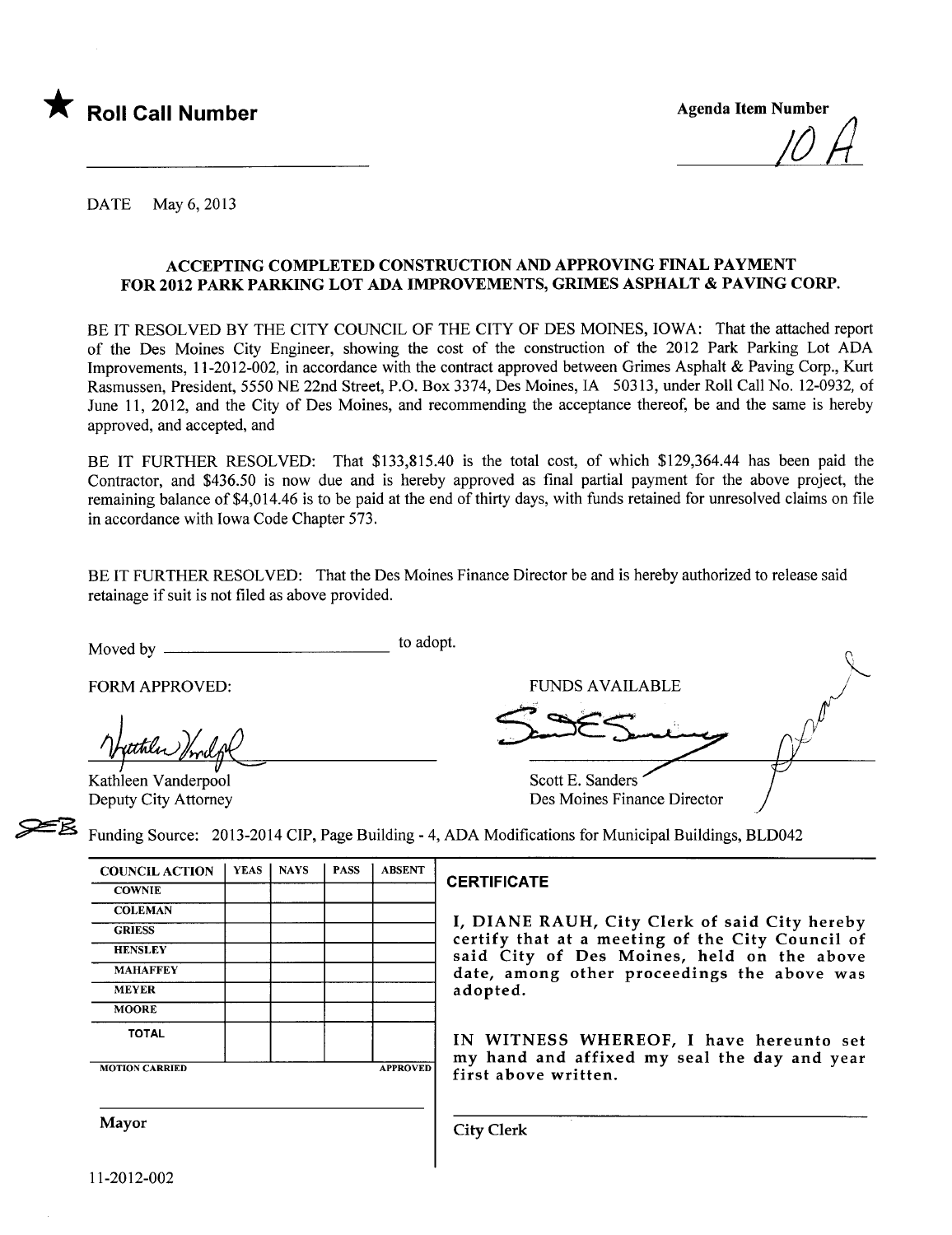★ **Roll Call Number**

Agenda Item Number

10 A

DATE May 6, 2013

## ACCEPTING COMPLETED CONSTRUCTION AND APPROVING FINAL PAYMENT FOR 2012 PARK PARKING LOT ADA IMPROVEMENTS, GRIMES ASPHALT & PAVING CORP.

BE IT RESOLVED BY THE CITY COUNCIL OF THE CITY OF DES MOINES, IOWA: That the attached report of the Des Moines City Engineer, showing the cost of the construction of the 2012 Park Parking Lot ADA Improvements, 11-2012-002, in accordance with the contract approved between Grimes Asphalt & Paving Corp., Kurt Rasmussen, President, 5550 NE 22nd Street, P.O. Box 3374, Des Moines, IA 50313, under Roll Call No. 12-0932, of June 11, 2012, and the City of Des Moines, and recommending the acceptance thereof, be and the same is hereby approved, and accepted, and

BE IT FURTHER RESOLVED: That $133,815.40 is the total cost, of which $129,364.44 has been paid the Contractor, and $436.50 is now due and is hereby approved as final partial payment for the above project, the remaining balance of $4,014.46 is to be paid at the end of thirty days, with funds retained for unresolved claims on file in accordance with Iowa Code Chapter 573.

BE IT FURTHER RESOLVED: That the Des Moines Finance Director be and is hereby authorized to release said retainage if suit is not filed as above provided.

Moved by ______________________ to adopt.

FORM APPROVED:

Kathleen Vanderpool
Deputy City Attorney

FUNDS AVAILABLE

Scott E. Sanders
Des Moines Finance Director

Funding Source: 2013-2014 CIP, Page Building - 4, ADA Modifications for Municipal Buildings, BLD042

| COUNCIL ACTION | YEAS | NAYS | PASS | ABSENT |
|---|---|---|---|---|
| COWNIE | | | | |
| COLEMAN | | | | |
| GRIESS | | | | |
| HENSLEY | | | | |
| MAHAFFEY | | | | |
| MEYER | | | | |
| MOORE | | | | |
| TOTAL | | | | |
| MOTION CARRIED | | | | APPROVED |

Mayor

**CERTIFICATE**

I, DIANE RAUH, City Clerk of said City hereby certify that at a meeting of the City Council of said City of Des Moines, held on the above date, among other proceedings the above was adopted.

IN WITNESS WHEREOF, I have hereunto set my hand and affixed my seal the day and year first above written.

City Clerk

11-2012-002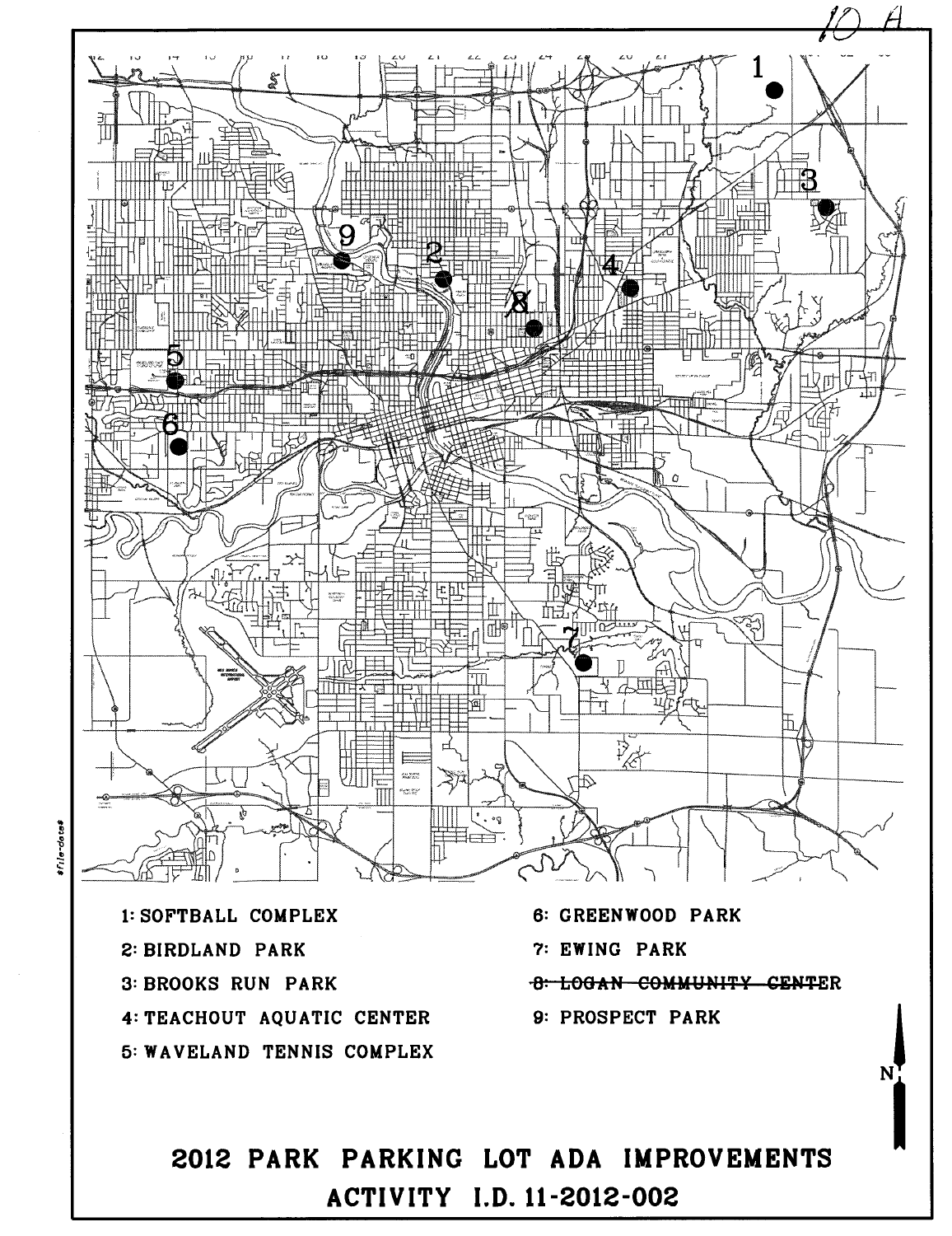10 A

1: SOFTBALL COMPLEX

2: BIRDLAND PARK

3: BROOKS RUN PARK

4: TEACHOUT AQUATIC CENTER

5: WAVELAND TENNIS COMPLEX

6: GREENWOOD PARK

7: EWING PARK

~~8: LOGAN COMMUNITY CENTER~~

9: PROSPECT PARK

N

# 2012 PARK PARKING LOT ADA IMPROVEMENTS

## ACTIVITY I.D. 11-2012-002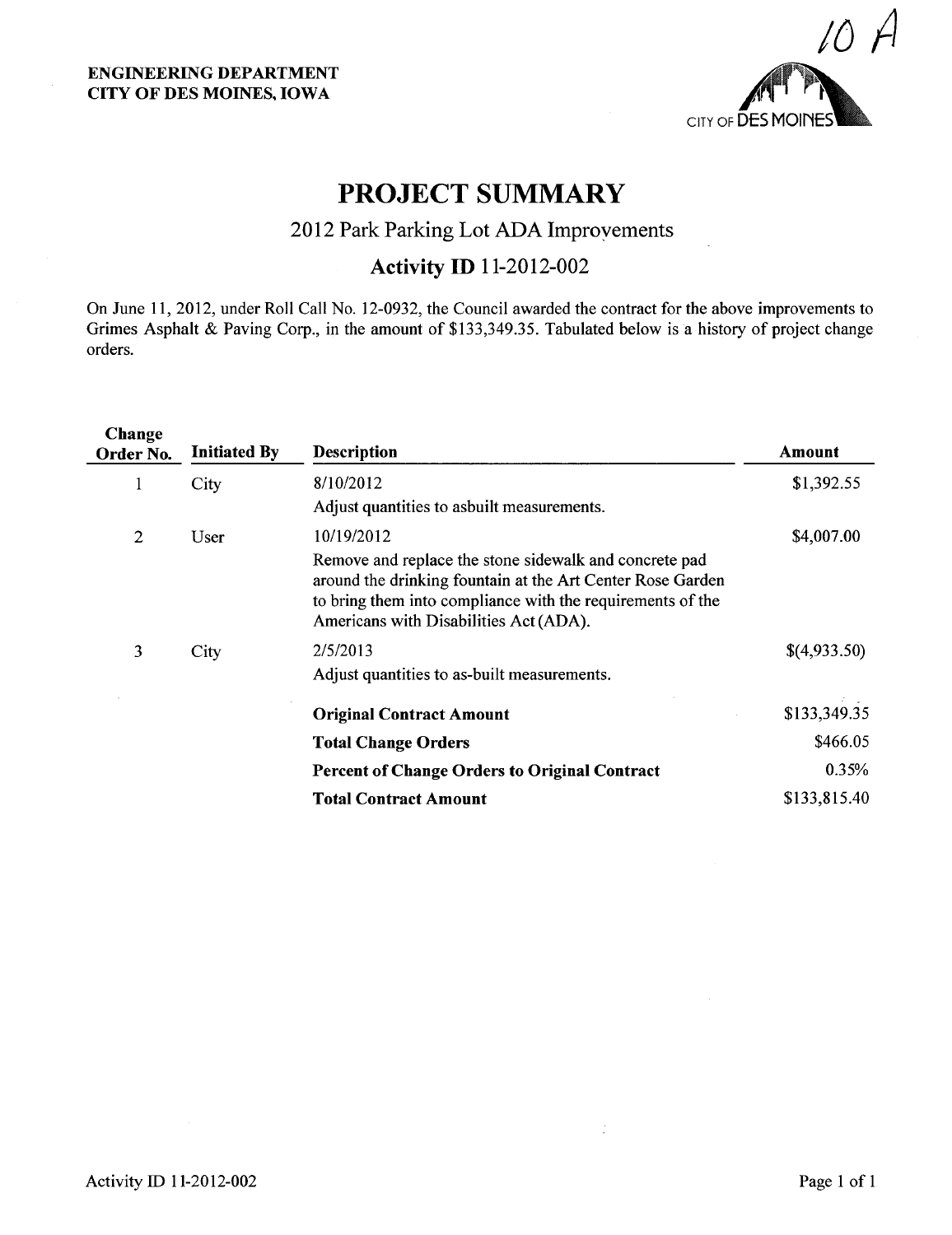**ENGINEERING DEPARTMENT**
**CITY OF DES MOINES, IOWA**

10 A

CITY OF DES MOINES

# PROJECT SUMMARY

## 2012 Park Parking Lot ADA Improvements

## Activity ID 11-2012-002

On June 11, 2012, under Roll Call No. 12-0932, the Council awarded the contract for the above improvements to Grimes Asphalt & Paving Corp., in the amount of $133,349.35. Tabulated below is a history of project change orders.

| Change Order No. | Initiated By | Description | Amount |
|---|---|---|---|
| 1 | City | 8/10/2012<br>Adjust quantities to asbuilt measurements. | $1,392.55 |
| 2 | User | 10/19/2012<br>Remove and replace the stone sidewalk and concrete pad around the drinking fountain at the Art Center Rose Garden to bring them into compliance with the requirements of the Americans with Disabilities Act (ADA). | $4,007.00 |
| 3 | City | 2/5/2013<br>Adjust quantities to as-built measurements. | $(4,933.50) |
| | | **Original Contract Amount** | $133,349.35 |
| | | **Total Change Orders** | $466.05 |
| | | **Percent of Change Orders to Original Contract** | 0.35% |
| | | **Total Contract Amount** | $133,815.40 |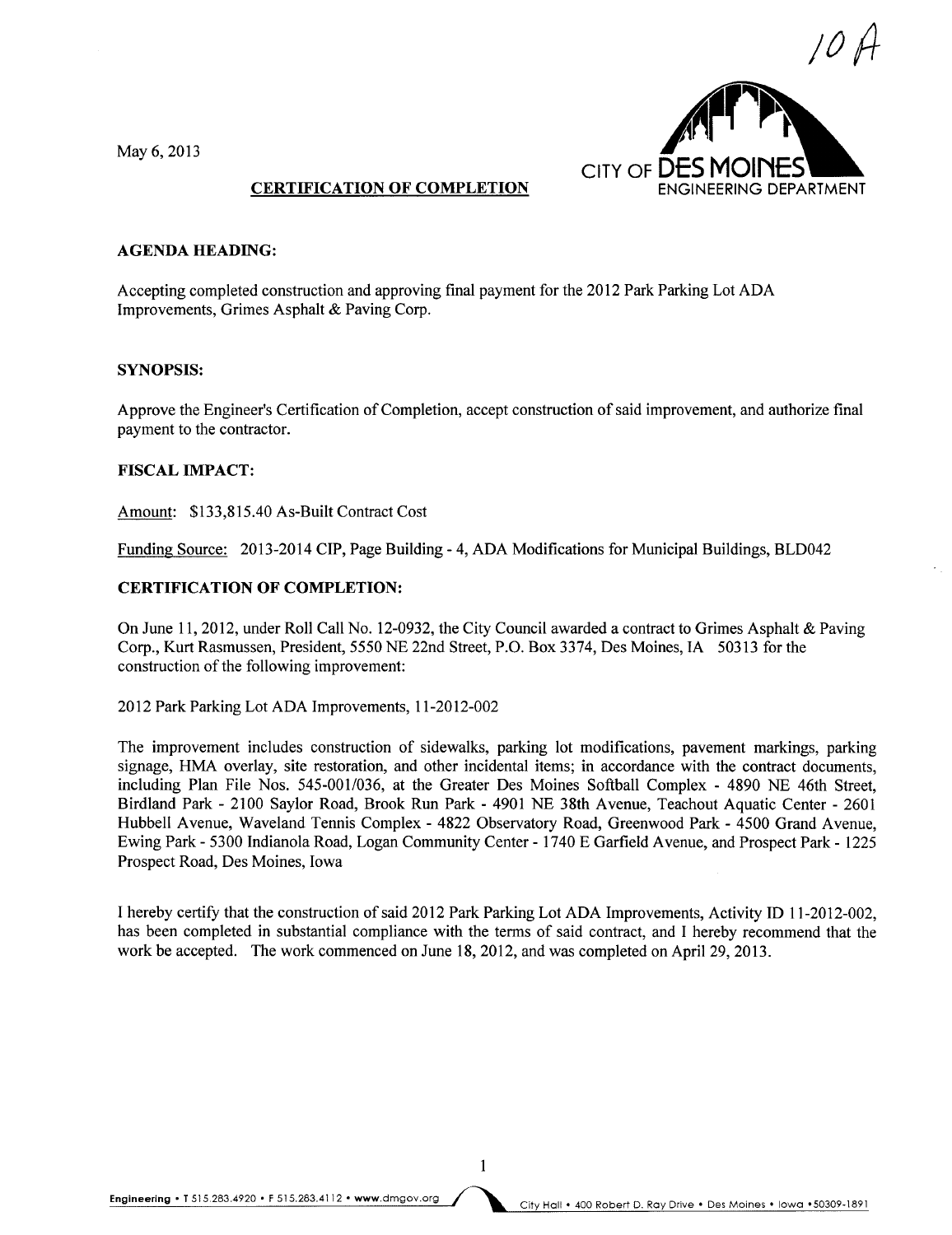10A

May 6, 2013

CITY OF DES MOINES
ENGINEERING DEPARTMENT

## CERTIFICATION OF COMPLETION

### AGENDA HEADING:

Accepting completed construction and approving final payment for the 2012 Park Parking Lot ADA Improvements, Grimes Asphalt & Paving Corp.

### SYNOPSIS:

Approve the Engineer's Certification of Completion, accept construction of said improvement, and authorize final payment to the contractor.

### FISCAL IMPACT:

Amount: $133,815.40 As-Built Contract Cost

Funding Source: 2013-2014 CIP, Page Building - 4, ADA Modifications for Municipal Buildings, BLD042

### CERTIFICATION OF COMPLETION:

On June 11, 2012, under Roll Call No. 12-0932, the City Council awarded a contract to Grimes Asphalt & Paving Corp., Kurt Rasmussen, President, 5550 NE 22nd Street, P.O. Box 3374, Des Moines, IA 50313 for the construction of the following improvement:

2012 Park Parking Lot ADA Improvements, 11-2012-002

The improvement includes construction of sidewalks, parking lot modifications, pavement markings, parking signage, HMA overlay, site restoration, and other incidental items; in accordance with the contract documents, including Plan File Nos. 545-001/036, at the Greater Des Moines Softball Complex - 4890 NE 46th Street, Birdland Park - 2100 Saylor Road, Brook Run Park - 4901 NE 38th Avenue, Teachout Aquatic Center - 2601 Hubbell Avenue, Waveland Tennis Complex - 4822 Observatory Road, Greenwood Park - 4500 Grand Avenue, Ewing Park - 5300 Indianola Road, Logan Community Center - 1740 E Garfield Avenue, and Prospect Park - 1225 Prospect Road, Des Moines, Iowa

I hereby certify that the construction of said 2012 Park Parking Lot ADA Improvements, Activity ID 11-2012-002, has been completed in substantial compliance with the terms of said contract, and I hereby recommend that the work be accepted. The work commenced on June 18, 2012, and was completed on April 29, 2013.

Engineering • T 515.283.4920 • F 515.283.4112 • www.dmgov.org City Hall • 400 Robert D. Ray Drive • Des Moines • Iowa • 50309-1891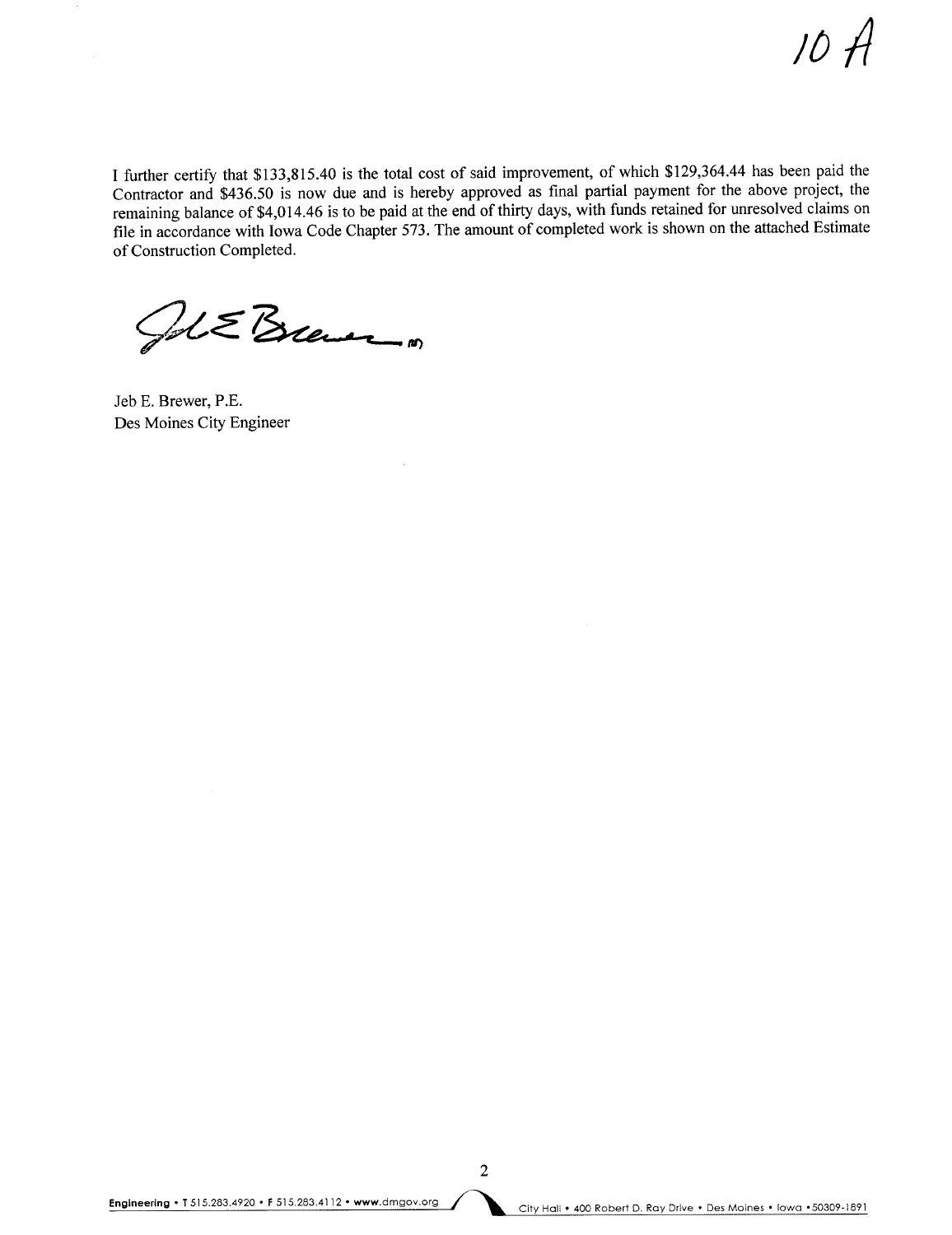10 A

I further certify that $133,815.40 is the total cost of said improvement, of which $129,364.44 has been paid the Contractor and $436.50 is now due and is hereby approved as final partial payment for the above project, the remaining balance of $4,014.46 is to be paid at the end of thirty days, with funds retained for unresolved claims on file in accordance with Iowa Code Chapter 573. The amount of completed work is shown on the attached Estimate of Construction Completed.

Jeb E. Brewer, P.E.
Des Moines City Engineer

**Engineering** • T 515.283.4920 • F 515.283.4112 • www.dmgov.org City Hall • 400 Robert D. Ray Drive • Des Moines • Iowa • 50309-1891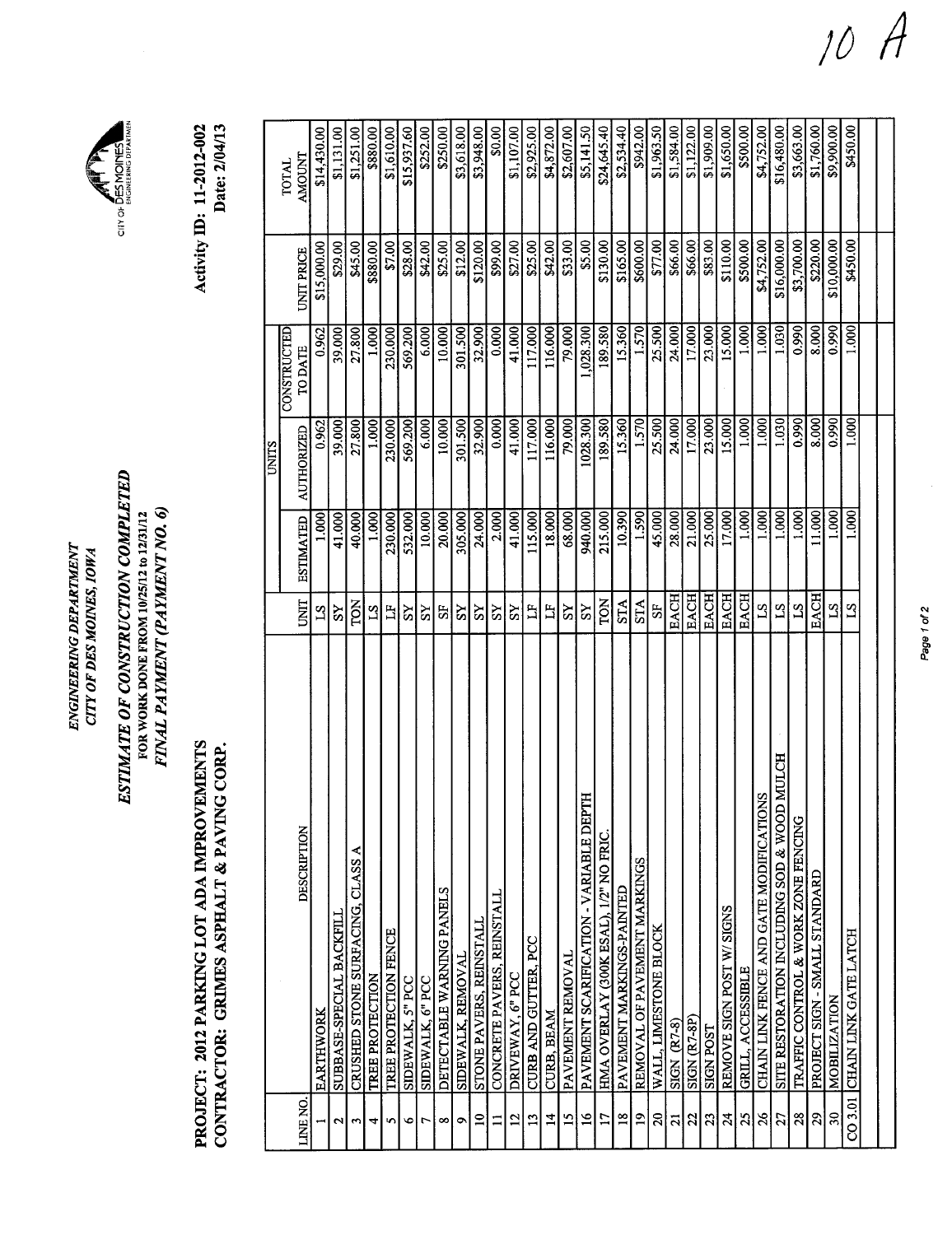10 A

ENGINEERING DEPARTMENT
CITY OF DES MOINES, IOWA

CITY OF DES MOINES ENGINEERING DEPARTMENT

# ESTIMATE OF CONSTRUCTION COMPLETED

FOR WORK DONE FROM 10/25/12 to 12/31/12

*FINAL PAYMENT (PAYMENT NO. 6)*

**PROJECT: 2012 PARKING LOT ADA IMPROVEMENTS**
**CONTRACTOR: GRIMES ASPHALT & PAVING CORP.**

**Activity ID: 11-2012-002**
**Date: 2/04/13**

| LINE NO. | DESCRIPTION | UNIT | UNITS | | | | TOTAL AMOUNT |
|---|---|---|---|---|---|---|---|
| | | | ESTIMATED | AUTHORIZED | CONSTRUCTED TO DATE | UNIT PRICE | |
| 1 | EARTHWORK | LS | 1.000 | 0.962 | 0.962 | $15,000.00 | $14,430.00 |
| 2 | SUBBASE-SPECIAL BACKFILL | SY | 41.000 | 39.000 | 39.000 | $29.00 | $1,131.00 |
| 3 | CRUSHED STONE SURFACING, CLASS A | TON | 40.000 | 27.800 | 27.800 | $45.00 | $1,251.00 |
| 4 | TREE PROTECTION | LS | 1.000 | 1.000 | 1.000 | $880.00 | $880.00 |
| 5 | TREE PROTECTION FENCE | LF | 230.000 | 230.000 | 230.000 | $7.00 | $1,610.00 |
| 6 | SIDEWALK, 5" PCC | SY | 532.000 | 569.200 | 569.200 | $28.00 | $15,937.60 |
| 7 | SIDEWALK, 6" PCC | SY | 10.000 | 6.000 | 6.000 | $42.00 | $252.00 |
| 8 | DETECTABLE WARNING PANELS | SF | 20.000 | 10.000 | 10.000 | $25.00 | $250.00 |
| 9 | SIDEWALK, REMOVAL | SY | 305.000 | 301.500 | 301.500 | $12.00 | $3,618.00 |
| 10 | STONE PAVERS, REINSTALL | SY | 24.000 | 32.900 | 32.900 | $120.00 | $3,948.00 |
| 11 | CONCRETE PAVERS, REINSTALL | SY | 2.000 | 0.000 | 0.000 | $99.00 | $0.00 |
| 12 | DRIVEWAY, 6" PCC | SY | 41.000 | 41.000 | 41.000 | $27.00 | $1,107.00 |
| 13 | CURB AND GUTTER, PCC | LF | 115.000 | 117.000 | 117.000 | $25.00 | $2,925.00 |
| 14 | CURB, BEAM | LF | 18.000 | 116.000 | 116.000 | $42.00 | $4,872.00 |
| 15 | PAVEMENT REMOVAL | SY | 68.000 | 79.000 | 79.000 | $33.00 | $2,607.00 |
| 16 | PAVEMENT SCARIFICATION - VARIABLE DEPTH | SY | 940.000 | 1028.300 | 1,028.300 | $5.00 | $5,141.50 |
| 17 | HMA OVERLAY (300K ESAL), 1/2" NO FRIC. | TON | 215.000 | 189.580 | 189.580 | $130.00 | $24,645.40 |
| 18 | PAVEMENT MARKINGS-PAINTED | STA | 10.390 | 15.360 | 15.360 | $165.00 | $2,534.40 |
| 19 | REMOVAL OF PAVEMENT MARKINGS | STA | 1.590 | 1.570 | 1.570 | $600.00 | $942.00 |
| 20 | WALL, LIMESTONE BLOCK | SF | 45.000 | 25.500 | 25.500 | $77.00 | $1,963.50 |
| 21 | SIGN (R7-8) | EACH | 28.000 | 24.000 | 24.000 | $66.00 | $1,584.00 |
| 22 | SIGN (R7-8P) | EACH | 21.000 | 17.000 | 17.000 | $66.00 | $1,122.00 |
| 23 | SIGN POST | EACH | 25.000 | 23.000 | 23.000 | $83.00 | $1,909.00 |
| 24 | REMOVE SIGN POST W/ SIGNS | EACH | 17.000 | 15.000 | 15.000 | $110.00 | $1,650.00 |
| 25 | GRILL, ACCESSIBLE | EACH | 1.000 | 1.000 | 1.000 | $500.00 | $500.00 |
| 26 | CHAIN LINK FENCE AND GATE MODIFICATIONS | LS | 1.000 | 1.000 | 1.000 | $4,752.00 | $4,752.00 |
| 27 | SITE RESTORATION INCLUDING SOD & WOOD MULCH | LS | 1.000 | 1.030 | 1.030 | $16,000.00 | $16,480.00 |
| 28 | TRAFFIC CONTROL & WORK ZONE FENCING | LS | 1.000 | 0.990 | 0.990 | $3,700.00 | $3,663.00 |
| 29 | PROJECT SIGN - SMALL STANDARD | EACH | 11.000 | 8.000 | 8.000 | $220.00 | $1,760.00 |
| 30 | MOBILIZATION | LS | 1.000 | 0.990 | 0.990 | $10,000.00 | $9,900.00 |
| CO 3.01 | CHAIN LINK GATE LATCH | LS | 1.000 | 1.000 | 1.000 | $450.00 | $450.00 |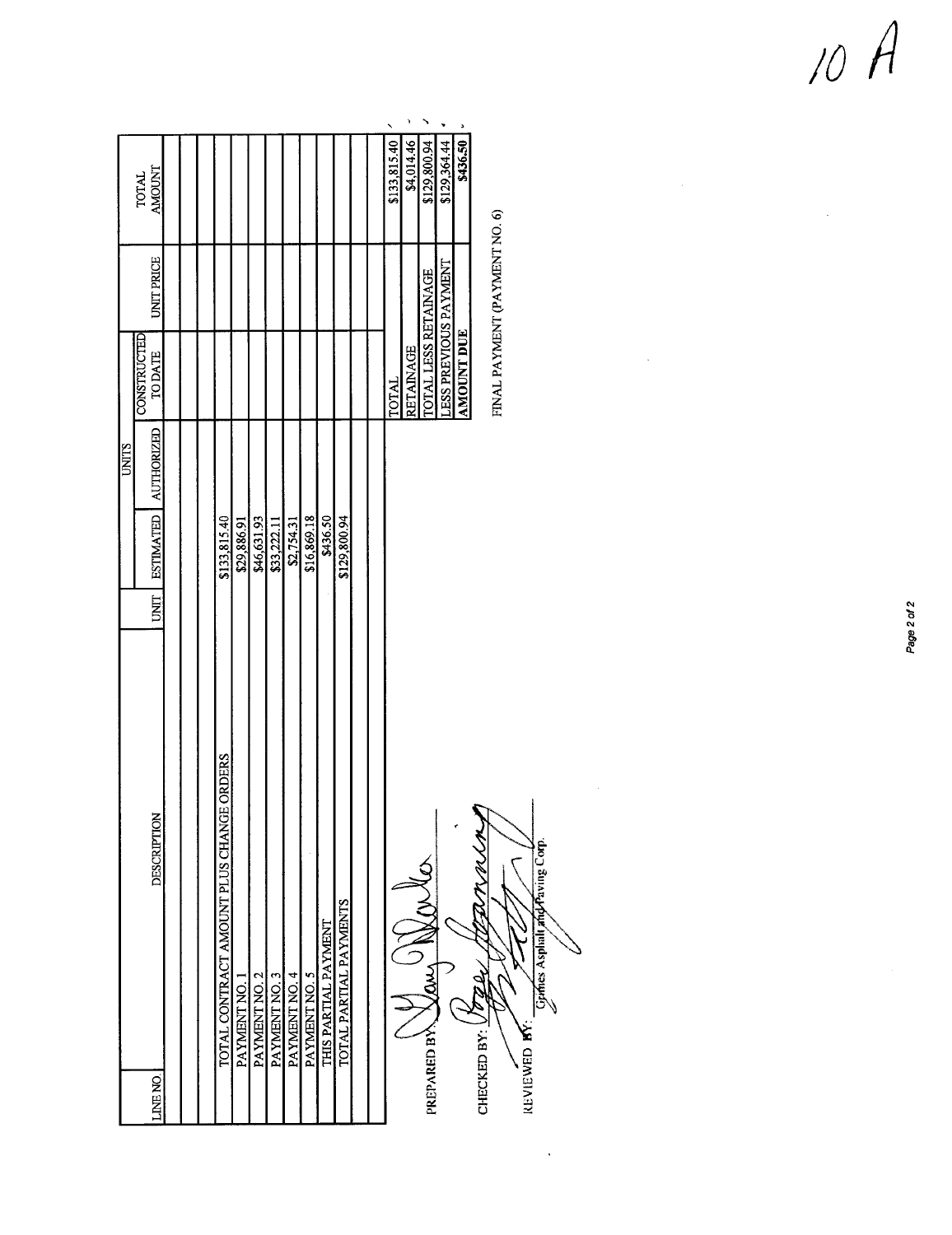10 A

| LINE NO. | DESCRIPTION | UNIT | UNITS ESTIMATED | AUTHORIZED | CONSTRUCTED TO DATE | UNIT PRICE | TOTAL AMOUNT |
|---|---|---|---|---|---|---|---|
| | | | | | | | |
| | | | | | | | |
| | TOTAL CONTRACT AMOUNT PLUS CHANGE ORDERS | | $133,815.40 | | | | |
| | PAYMENT NO. 1 | | $29,886.91 | | | | |
| | PAYMENT NO. 2 | | $46,631.93 | | | | |
| | PAYMENT NO. 3 | | $33,222.11 | | | | |
| | PAYMENT NO. 4 | | $2,754.31 | | | | |
| | PAYMENT NO. 5 | | $16,869.18 | | | | |
| | THIS PARTIAL PAYMENT | | $436.50 | | | | |
| | TOTAL PARTIAL PAYMENTS | | $129,800.94 | | | | |
| | | | | | | | |
| | | | | | TOTAL | | $133,815.40 |
| | | | | | RETAINAGE | | $4,014.46 |
| | | | | | TOTAL LESS RETAINAGE | | $129,800.94 |
| | | | | | LESS PREVIOUS PAYMENT | | $129,364.44 |
| | | | | | **AMOUNT DUE** | | **$436.50** |

FINAL PAYMENT (PAYMENT NO. 6)

PREPARED BY: _[signature]_

CHECKED BY: _[signature]_

REVIEWED BY: _[signature]_
Grimes Asphalt and Paving Corp.